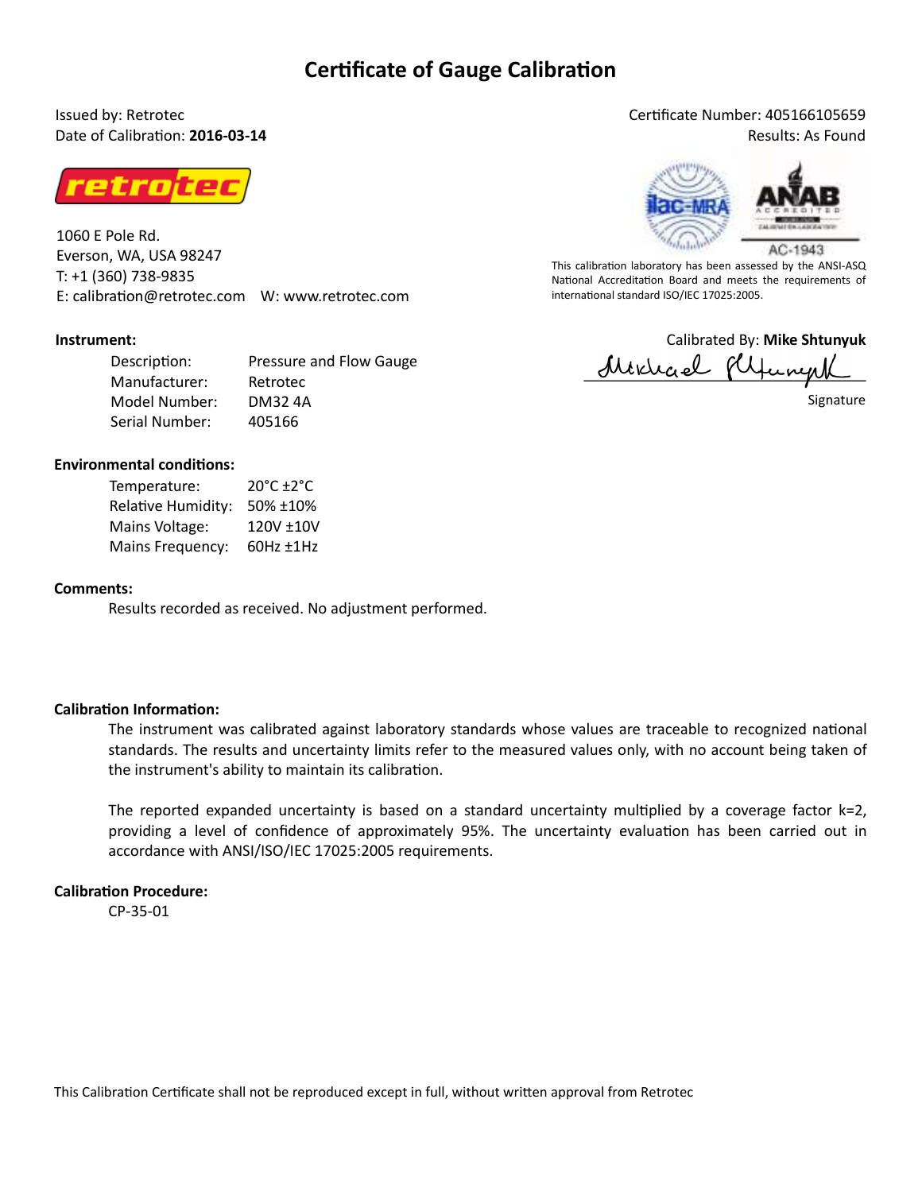# Certificate of Gauge Calibration

Issued by: Retrotec
Date of Calibration: **2016-03-14**

Certificate Number: 405166105659
Results: As Found

1060 E Pole Rd.
Everson, WA, USA 98247
T: +1 (360) 738-9835
E: calibration@retrotec.com W: www.retrotec.com

AC-1943

This calibration laboratory has been assessed by the ANSI-ASQ National Accreditation Board and meets the requirements of international standard ISO/IEC 17025:2005.

**Instrument:**

| | |
|---|---|
| Description: | Pressure and Flow Gauge |
| Manufacturer: | Retrotec |
| Model Number: | DM32 4A |
| Serial Number: | 405166 |

Calibrated By: **Mike Shtunyuk**

Signature

**Environmental conditions:**

| | |
|---|---|
| Temperature: | 20°C ±2°C |
| Relative Humidity: | 50% ±10% |
| Mains Voltage: | 120V ±10V |
| Mains Frequency: | 60Hz ±1Hz |

**Comments:**

Results recorded as received. No adjustment performed.

**Calibration Information:**

The instrument was calibrated against laboratory standards whose values are traceable to recognized national standards. The results and uncertainty limits refer to the measured values only, with no account being taken of the instrument's ability to maintain its calibration.

The reported expanded uncertainty is based on a standard uncertainty multiplied by a coverage factor k=2, providing a level of confidence of approximately 95%. The uncertainty evaluation has been carried out in accordance with ANSI/ISO/IEC 17025:2005 requirements.

**Calibration Procedure:**

CP-35-01

This Calibration Certificate shall not be reproduced except in full, without written approval from Retrotec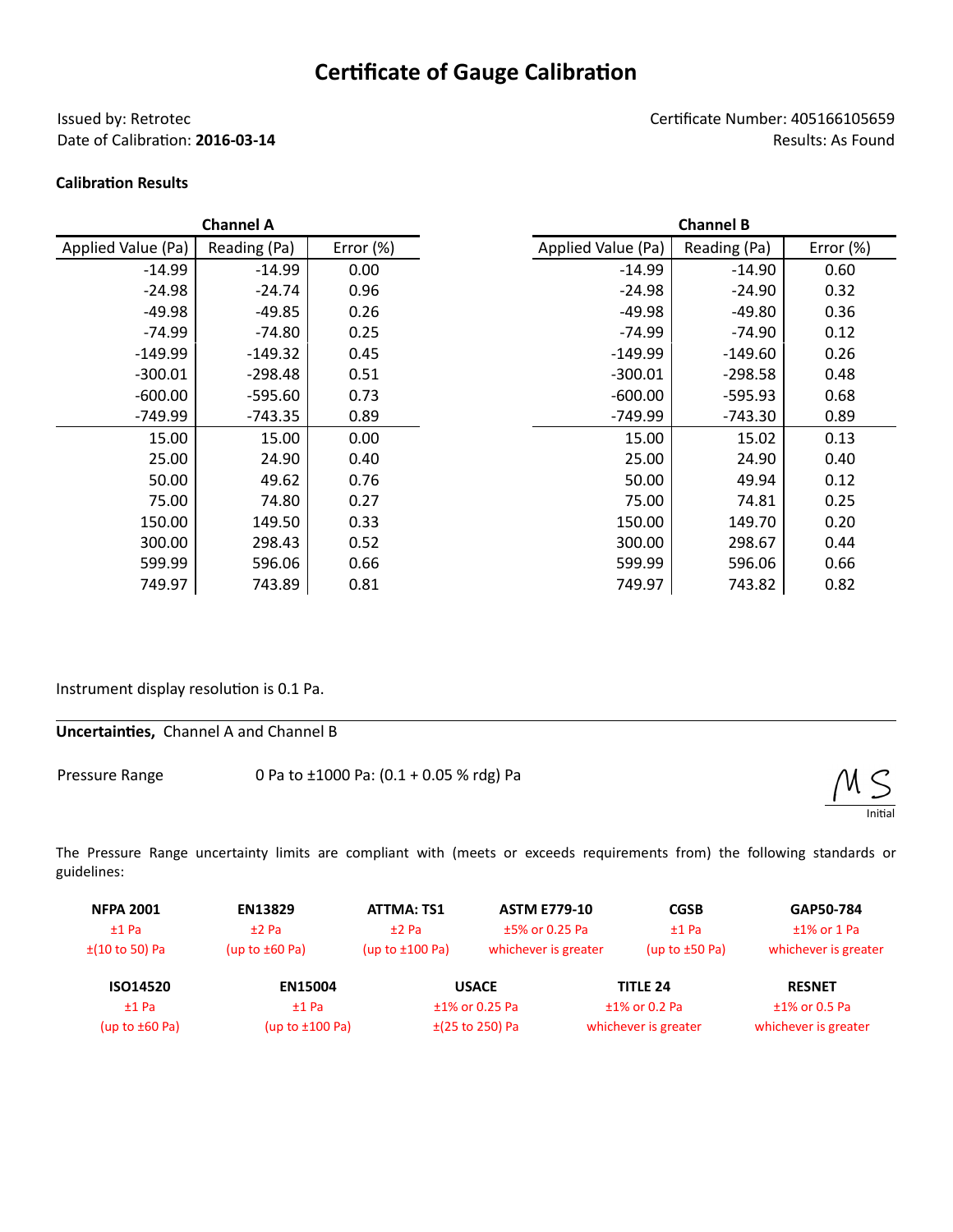# Certificate of Gauge Calibration

Issued by: Retrotec
Date of Calibration: **2016-03-14**

Certificate Number: 405166105659
Results: As Found

**Calibration Results**

| Channel A | | | Channel B | | |
|---|---|---|---|---|---|
| Applied Value (Pa) | Reading (Pa) | Error (%) | Applied Value (Pa) | Reading (Pa) | Error (%) |
| -14.99 | -14.99 | 0.00 | -14.99 | -14.90 | 0.60 |
| -24.98 | -24.74 | 0.96 | -24.98 | -24.90 | 0.32 |
| -49.98 | -49.85 | 0.26 | -49.98 | -49.80 | 0.36 |
| -74.99 | -74.80 | 0.25 | -74.99 | -74.90 | 0.12 |
| -149.99 | -149.32 | 0.45 | -149.99 | -149.60 | 0.26 |
| -300.01 | -298.48 | 0.51 | -300.01 | -298.58 | 0.48 |
| -600.00 | -595.60 | 0.73 | -600.00 | -595.93 | 0.68 |
| -749.99 | -743.35 | 0.89 | -749.99 | -743.30 | 0.89 |
| 15.00 | 15.00 | 0.00 | 15.00 | 15.02 | 0.13 |
| 25.00 | 24.90 | 0.40 | 25.00 | 24.90 | 0.40 |
| 50.00 | 49.62 | 0.76 | 50.00 | 49.94 | 0.12 |
| 75.00 | 74.80 | 0.27 | 75.00 | 74.81 | 0.25 |
| 150.00 | 149.50 | 0.33 | 150.00 | 149.70 | 0.20 |
| 300.00 | 298.43 | 0.52 | 300.00 | 298.67 | 0.44 |
| 599.99 | 596.06 | 0.66 | 599.99 | 596.06 | 0.66 |
| 749.97 | 743.89 | 0.81 | 749.97 | 743.82 | 0.82 |

Instrument display resolution is 0.1 Pa.

**Uncertainties,** Channel A and Channel B

Pressure Range 0 Pa to ±1000 Pa: (0.1 + 0.05 % rdg) Pa

MS
Initial

The Pressure Range uncertainty limits are compliant with (meets or exceeds requirements from) the following standards or guidelines:

| NFPA 2001 | EN13829 | ATTMA: TS1 | ASTM E779-10 | CGSB | GAP50-784 |
|---|---|---|---|---|---|
| ±1 Pa | ±2 Pa | ±2 Pa | ±5% or 0.25 Pa | ±1 Pa | ±1% or 1 Pa |
| ±(10 to 50) Pa | (up to ±60 Pa) | (up to ±100 Pa) | whichever is greater | (up to ±50 Pa) | whichever is greater |

| ISO14520 | EN15004 | USACE | TITLE 24 | RESNET |
|---|---|---|---|---|
| ±1 Pa | ±1 Pa | ±1% or 0.25 Pa | ±1% or 0.2 Pa | ±1% or 0.5 Pa |
| (up to ±60 Pa) | (up to ±100 Pa) | ±(25 to 250) Pa | whichever is greater | whichever is greater |